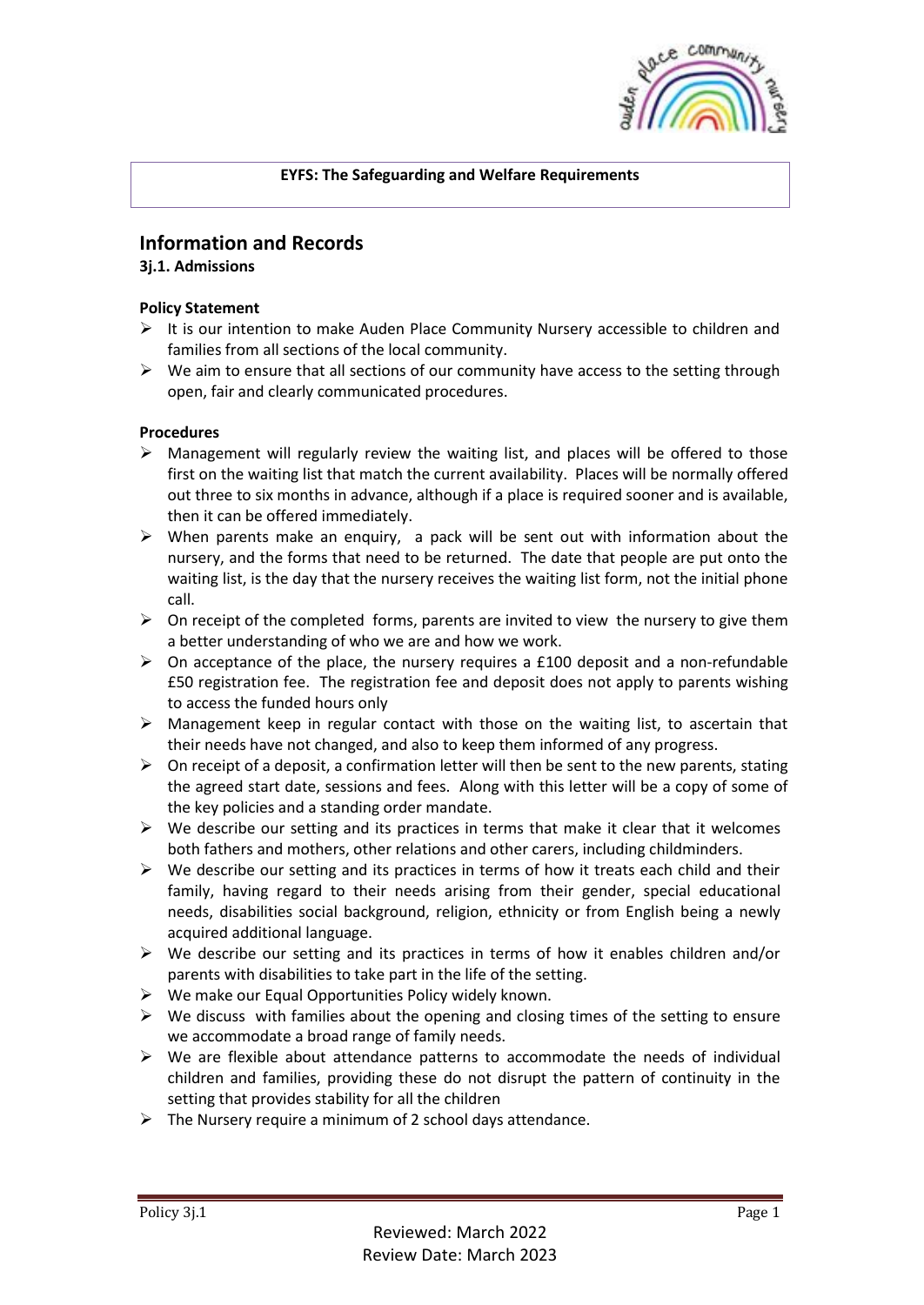**EYFS: The Safeguarding and Welfare Requirements**

## Information and Records

### 3j.1. Admissions

**Policy Statement**

- It is our intention to make Auden Place Community Nursery accessible to children and families from all sections of the local community.
- We aim to ensure that all sections of our community have access to the setting through open, fair and clearly communicated procedures.

**Procedures**

- Management will regularly review the waiting list, and places will be offered to those first on the waiting list that match the current availability. Places will be normally offered out three to six months in advance, although if a place is required sooner and is available, then it can be offered immediately.
- When parents make an enquiry, a pack will be sent out with information about the nursery, and the forms that need to be returned. The date that people are put onto the waiting list, is the day that the nursery receives the waiting list form, not the initial phone call.
- On receipt of the completed forms, parents are invited to view the nursery to give them a better understanding of who we are and how we work.
- On acceptance of the place, the nursery requires a £100 deposit and a non-refundable £50 registration fee. The registration fee and deposit does not apply to parents wishing to access the funded hours only
- Management keep in regular contact with those on the waiting list, to ascertain that their needs have not changed, and also to keep them informed of any progress.
- On receipt of a deposit, a confirmation letter will then be sent to the new parents, stating the agreed start date, sessions and fees. Along with this letter will be a copy of some of the key policies and a standing order mandate.
- We describe our setting and its practices in terms that make it clear that it welcomes both fathers and mothers, other relations and other carers, including childminders.
- We describe our setting and its practices in terms of how it treats each child and their family, having regard to their needs arising from their gender, special educational needs, disabilities social background, religion, ethnicity or from English being a newly acquired additional language.
- We describe our setting and its practices in terms of how it enables children and/or parents with disabilities to take part in the life of the setting.
- We make our Equal Opportunities Policy widely known.
- We discuss with families about the opening and closing times of the setting to ensure we accommodate a broad range of family needs.
- We are flexible about attendance patterns to accommodate the needs of individual children and families, providing these do not disrupt the pattern of continuity in the setting that provides stability for all the children
- The Nursery require a minimum of 2 school days attendance.

Reviewed: March 2022
Review Date: March 2023